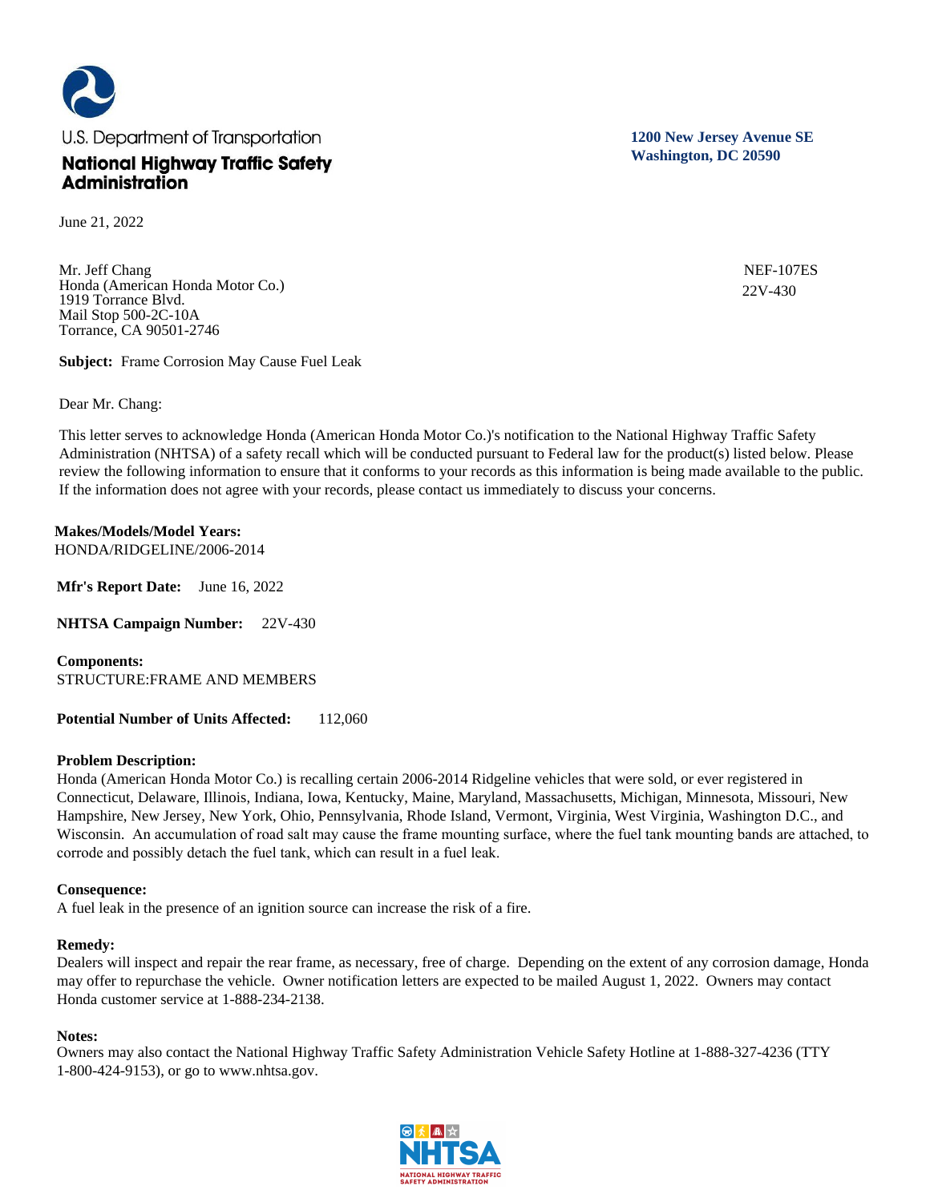U.S. Department of Transportation

**National Highway Traffic Safety Administration**

**1200 New Jersey Avenue SE**
**Washington, DC 20590**

June 21, 2022

Mr. Jeff Chang
Honda (American Honda Motor Co.)
1919 Torrance Blvd.
Mail Stop 500-2C-10A
Torrance, CA 90501-2746

NEF-107ES
22V-430

**Subject:** Frame Corrosion May Cause Fuel Leak

Dear Mr. Chang:

This letter serves to acknowledge Honda (American Honda Motor Co.)'s notification to the National Highway Traffic Safety Administration (NHTSA) of a safety recall which will be conducted pursuant to Federal law for the product(s) listed below. Please review the following information to ensure that it conforms to your records as this information is being made available to the public. If the information does not agree with your records, please contact us immediately to discuss your concerns.

**Makes/Models/Model Years:**
HONDA/RIDGELINE/2006-2014

**Mfr's Report Date:** June 16, 2022

**NHTSA Campaign Number:** 22V-430

**Components:**
STRUCTURE:FRAME AND MEMBERS

**Potential Number of Units Affected:** 112,060

**Problem Description:**
Honda (American Honda Motor Co.) is recalling certain 2006-2014 Ridgeline vehicles that were sold, or ever registered in Connecticut, Delaware, Illinois, Indiana, Iowa, Kentucky, Maine, Maryland, Massachusetts, Michigan, Minnesota, Missouri, New Hampshire, New Jersey, New York, Ohio, Pennsylvania, Rhode Island, Vermont, Virginia, West Virginia, Washington D.C., and Wisconsin. An accumulation of road salt may cause the frame mounting surface, where the fuel tank mounting bands are attached, to corrode and possibly detach the fuel tank, which can result in a fuel leak.

**Consequence:**
A fuel leak in the presence of an ignition source can increase the risk of a fire.

**Remedy:**
Dealers will inspect and repair the rear frame, as necessary, free of charge. Depending on the extent of any corrosion damage, Honda may offer to repurchase the vehicle. Owner notification letters are expected to be mailed August 1, 2022. Owners may contact Honda customer service at 1-888-234-2138.

**Notes:**
Owners may also contact the National Highway Traffic Safety Administration Vehicle Safety Hotline at 1-888-327-4236 (TTY 1-800-424-9153), or go to www.nhtsa.gov.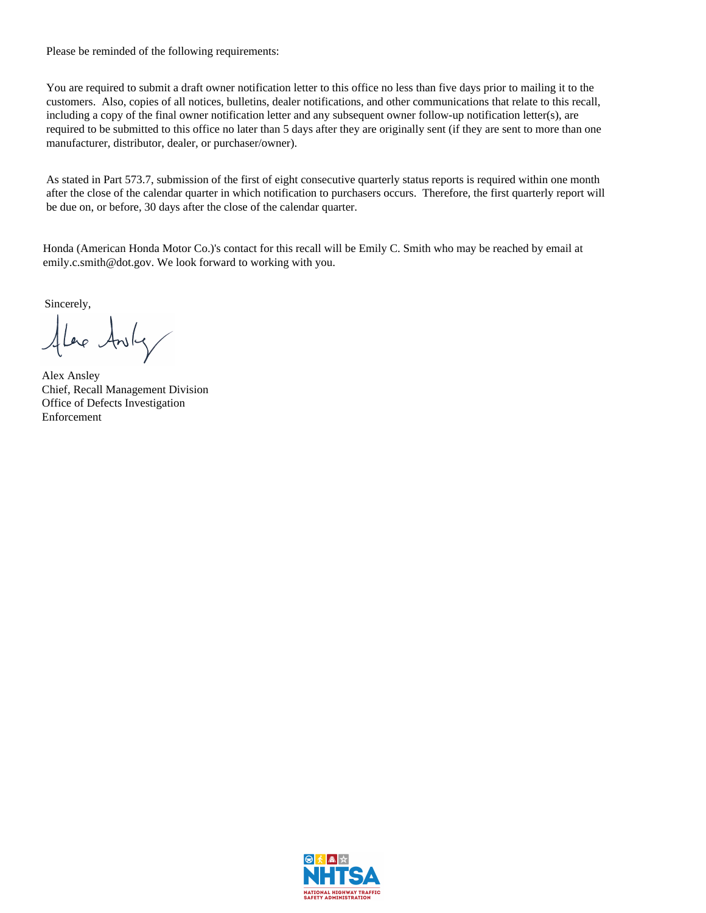Please be reminded of the following requirements:

You are required to submit a draft owner notification letter to this office no less than five days prior to mailing it to the customers. Also, copies of all notices, bulletins, dealer notifications, and other communications that relate to this recall, including a copy of the final owner notification letter and any subsequent owner follow-up notification letter(s), are required to be submitted to this office no later than 5 days after they are originally sent (if they are sent to more than one manufacturer, distributor, dealer, or purchaser/owner).

As stated in Part 573.7, submission of the first of eight consecutive quarterly status reports is required within one month after the close of the calendar quarter in which notification to purchasers occurs. Therefore, the first quarterly report will be due on, or before, 30 days after the close of the calendar quarter.

Honda (American Honda Motor Co.)'s contact for this recall will be Emily C. Smith who may be reached by email at emily.c.smith@dot.gov. We look forward to working with you.

Sincerely,

Alex Ansley
Chief, Recall Management Division
Office of Defects Investigation
Enforcement

NHTSA
NATIONAL HIGHWAY TRAFFIC SAFETY ADMINISTRATION